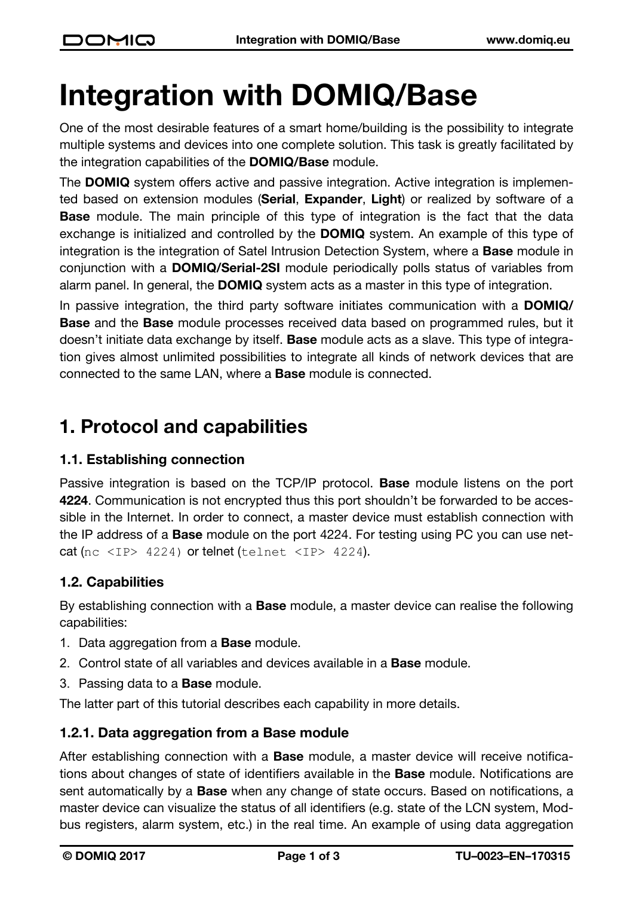# Integration with DOMIQ/Base

One of the most desirable features of a smart home/building is the possibility to integrate multiple systems and devices into one complete solution. This task is greatly facilitated by the integration capabilities of the **DOMIQ/Base** module.

The **DOMIQ** system offers active and passive integration. Active integration is implemented based on extension modules (**Serial**, **Expander**, **Light**) or realized by software of a **Base** module. The main principle of this type of integration is the fact that the data exchange is initialized and controlled by the **DOMIQ** system. An example of this type of integration is the integration of Satel Intrusion Detection System, where a **Base** module in conjunction with a **DOMIQ/Serial-2SI** module periodically polls status of variables from alarm panel. In general, the **DOMIQ** system acts as a master in this type of integration.

In passive integration, the third party software initiates communication with a **DOMIQ/Base** and the **Base** module processes received data based on programmed rules, but it doesn't initiate data exchange by itself. **Base** module acts as a slave. This type of integration gives almost unlimited possibilities to integrate all kinds of network devices that are connected to the same LAN, where a **Base** module is connected.

## 1. Protocol and capabilities

### 1.1. Establishing connection

Passive integration is based on the TCP/IP protocol. **Base** module listens on the port **4224**. Communication is not encrypted thus this port shouldn't be forwarded to be accessible in the Internet. In order to connect, a master device must establish connection with the IP address of a **Base** module on the port 4224. For testing using PC you can use netcat (`nc <IP> 4224`) or telnet (`telnet <IP> 4224`).

### 1.2. Capabilities

By establishing connection with a **Base** module, a master device can realise the following capabilities:

1. Data aggregation from a **Base** module.
2. Control state of all variables and devices available in a **Base** module.
3. Passing data to a **Base** module.

The latter part of this tutorial describes each capability in more details.

#### 1.2.1. Data aggregation from a Base module

After establishing connection with a **Base** module, a master device will receive notifications about changes of state of identifiers available in the **Base** module. Notifications are sent automatically by a **Base** when any change of state occurs. Based on notifications, a master device can visualize the status of all identifiers (e.g. state of the LCN system, Modbus registers, alarm system, etc.) in the real time. An example of using data aggregation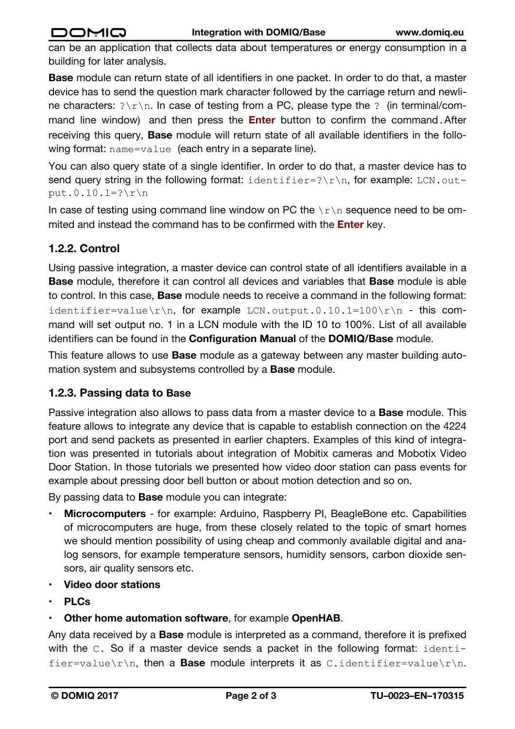can be an application that collects data about temperatures or energy consumption in a building for later analysis.

**Base** module can return state of all identifiers in one packet. In order to do that, a master device has to send the question mark character followed by the carriage return and newline characters: `?\r\n`. In case of testing from a PC, please type the `?` (in terminal/command line window) and then press the **Enter** button to confirm the command. After receiving this query, **Base** module will return state of all available identifiers in the following format: `name=value` (each entry in a separate line).

You can also query state of a single identifier. In order to do that, a master device has to send query string in the following format: `identifier=?\r\n`, for example: `LCN.output.0.10.1=?\r\n`

In case of testing using command line window on PC the `\r\n` sequence need to be ommited and instead the command has to be confirmed with the **Enter** key.

### 1.2.2. Control

Using passive integration, a master device can control state of all identifiers available in a **Base** module, therefore it can control all devices and variables that **Base** module is able to control. In this case, **Base** module needs to receive a command in the following format: `identifier=value\r\n`, for example `LCN.output.0.10.1=100\r\n` - this command will set output no. 1 in a LCN module with the ID 10 to 100%. List of all available identifiers can be found in the **Configuration Manual** of the **DOMIQ/Base** module.

This feature allows to use **Base** module as a gateway between any master building automation system and subsystems controlled by a **Base** module.

### 1.2.3. Passing data to Base

Passive integration also allows to pass data from a master device to a **Base** module. This feature allows to integrate any device that is capable to establish connection on the 4224 port and send packets as presented in earlier chapters. Examples of this kind of integration was presented in tutorials about integration of Mobitix cameras and Mobotix Video Door Station. In those tutorials we presented how video door station can pass events for example about pressing door bell button or about motion detection and so on.

By passing data to **Base** module you can integrate:

- **Microcomputers** - for example: Arduino, Raspberry PI, BeagleBone etc. Capabilities of microcomputers are huge, from these closely related to the topic of smart homes we should mention possibility of using cheap and commonly available digital and analog sensors, for example temperature sensors, humidity sensors, carbon dioxide sensors, air quality sensors etc.
- **Video door stations**
- **PLCs**
- **Other home automation software**, for example **OpenHAB**.

Any data received by a **Base** module is interpreted as a command, therefore it is prefixed with the `C.` So if a master device sends a packet in the following format: `identifier=value\r\n`, then a **Base** module interprets it as `C.identifier=value\r\n`.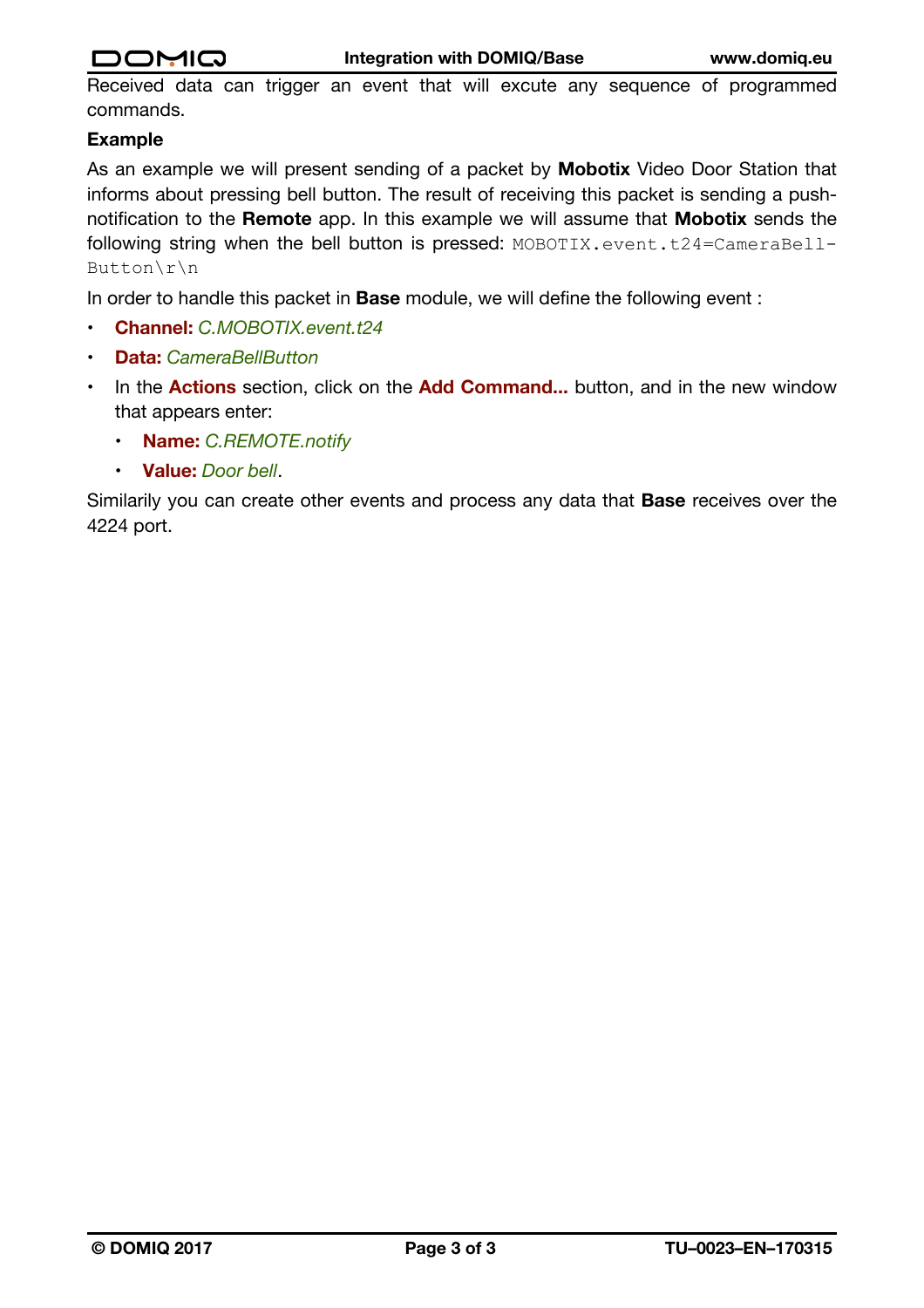Received data can trigger an event that will excute any sequence of programmed commands.

**Example**

As an example we will present sending of a packet by **Mobotix** Video Door Station that informs about pressing bell button. The result of receiving this packet is sending a push-notification to the **Remote** app. In this example we will assume that **Mobotix** sends the following string when the bell button is pressed: `MOBOTIX.event.t24=CameraBell-Button\r\n`

In order to handle this packet in **Base** module, we will define the following event :

- **Channel:** *C.MOBOTIX.event.t24*
- **Data:** *CameraBellButton*
- In the **Actions** section, click on the **Add Command...** button, and in the new window that appears enter:
  - **Name:** *C.REMOTE.notify*
  - **Value:** *Door bell*.

Similarily you can create other events and process any data that **Base** receives over the 4224 port.